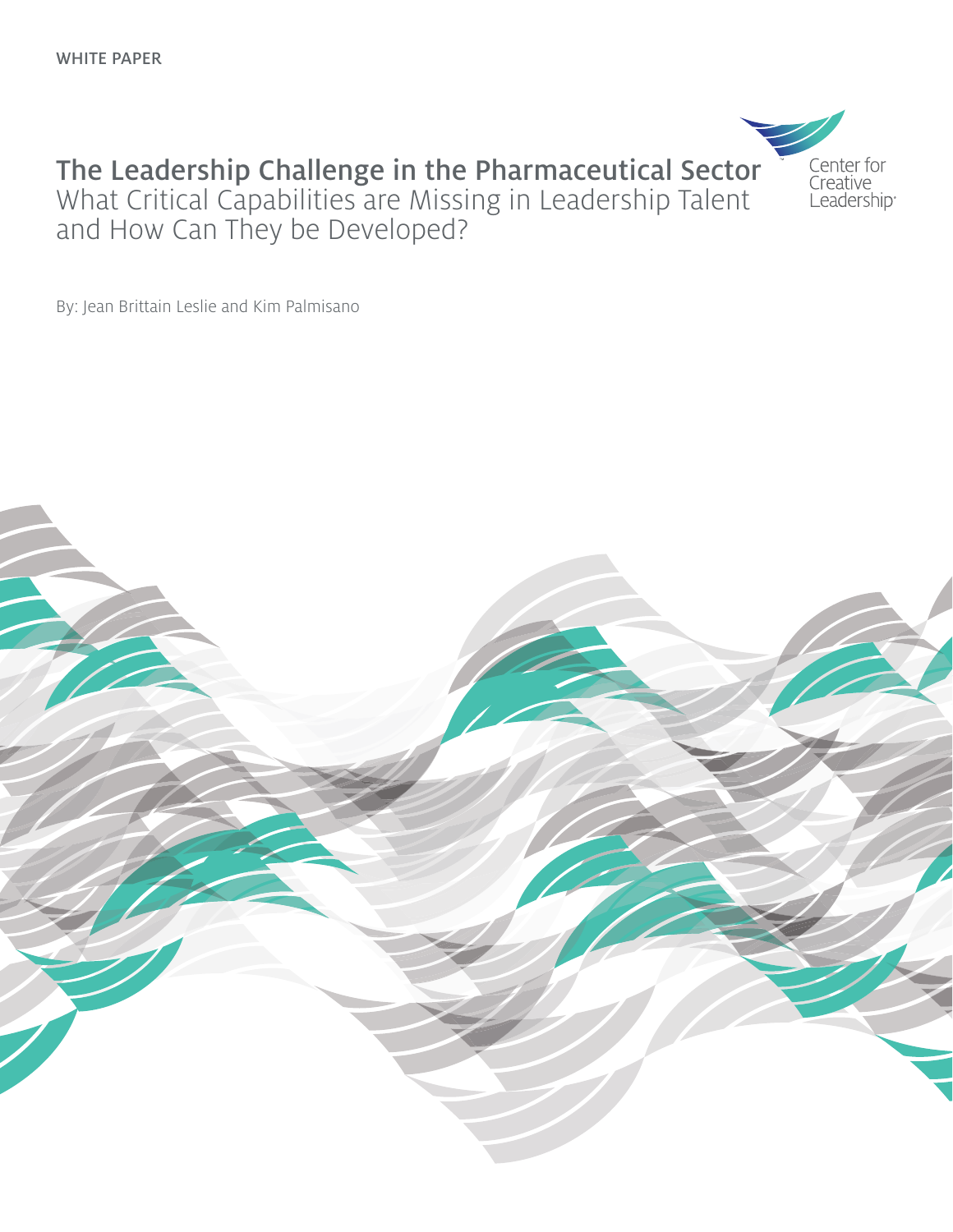WHITE PAPER

# The Leadership Challenge in the Pharmaceutical Sector

## What Critical Capabilities are Missing in Leadership Talent and How Can They be Developed?

Center for Creative Leadership

By: Jean Brittain Leslie and Kim Palmisano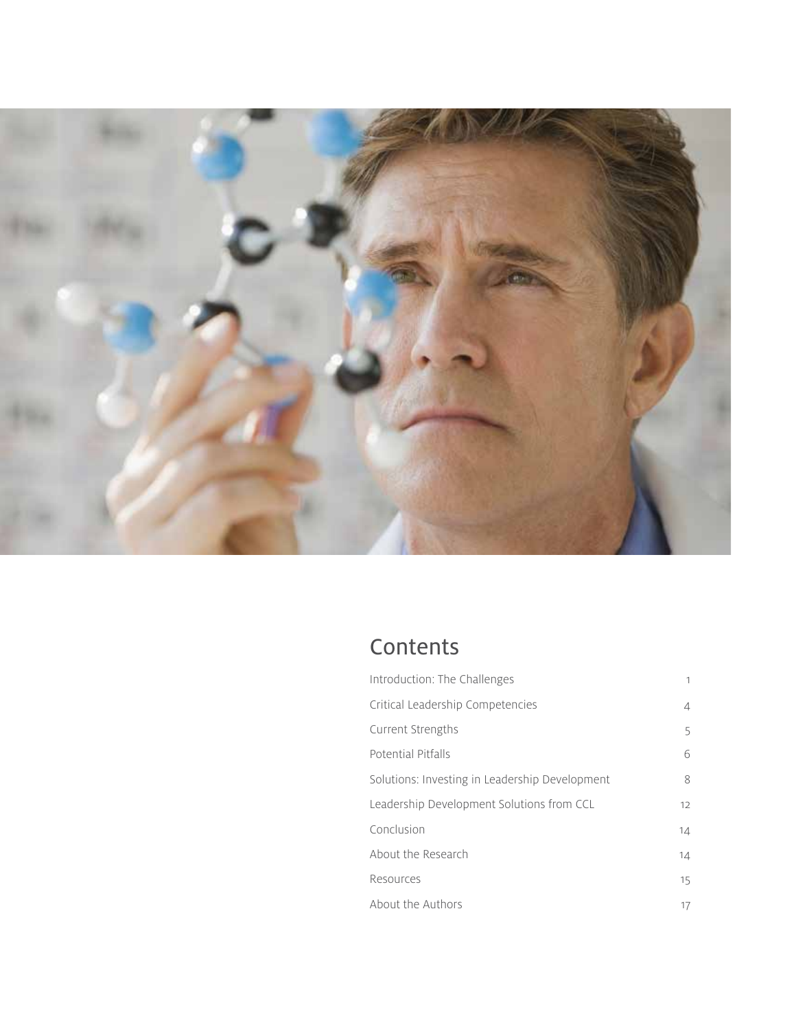## Contents

| | |
|---|---|
| Introduction: The Challenges | 1 |
| Critical Leadership Competencies | 4 |
| Current Strengths | 5 |
| Potential Pitfalls | 6 |
| Solutions: Investing in Leadership Development | 8 |
| Leadership Development Solutions from CCL | 12 |
| Conclusion | 14 |
| About the Research | 14 |
| Resources | 15 |
| About the Authors | 17 |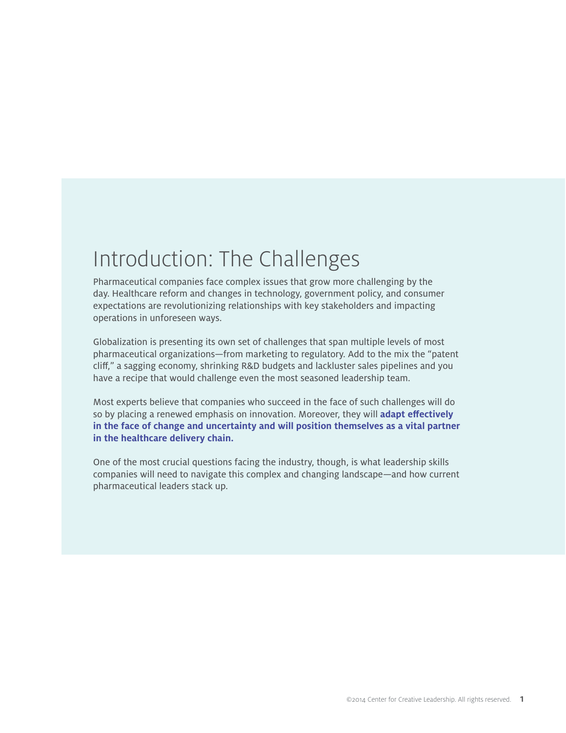# Introduction: The Challenges

Pharmaceutical companies face complex issues that grow more challenging by the day. Healthcare reform and changes in technology, government policy, and consumer expectations are revolutionizing relationships with key stakeholders and impacting operations in unforeseen ways.

Globalization is presenting its own set of challenges that span multiple levels of most pharmaceutical organizations—from marketing to regulatory. Add to the mix the "patent cliff," a sagging economy, shrinking R&D budgets and lackluster sales pipelines and you have a recipe that would challenge even the most seasoned leadership team.

Most experts believe that companies who succeed in the face of such challenges will do so by placing a renewed emphasis on innovation. Moreover, they will **adapt effectively in the face of change and uncertainty and will position themselves as a vital partner in the healthcare delivery chain.**

One of the most crucial questions facing the industry, though, is what leadership skills companies will need to navigate this complex and changing landscape—and how current pharmaceutical leaders stack up.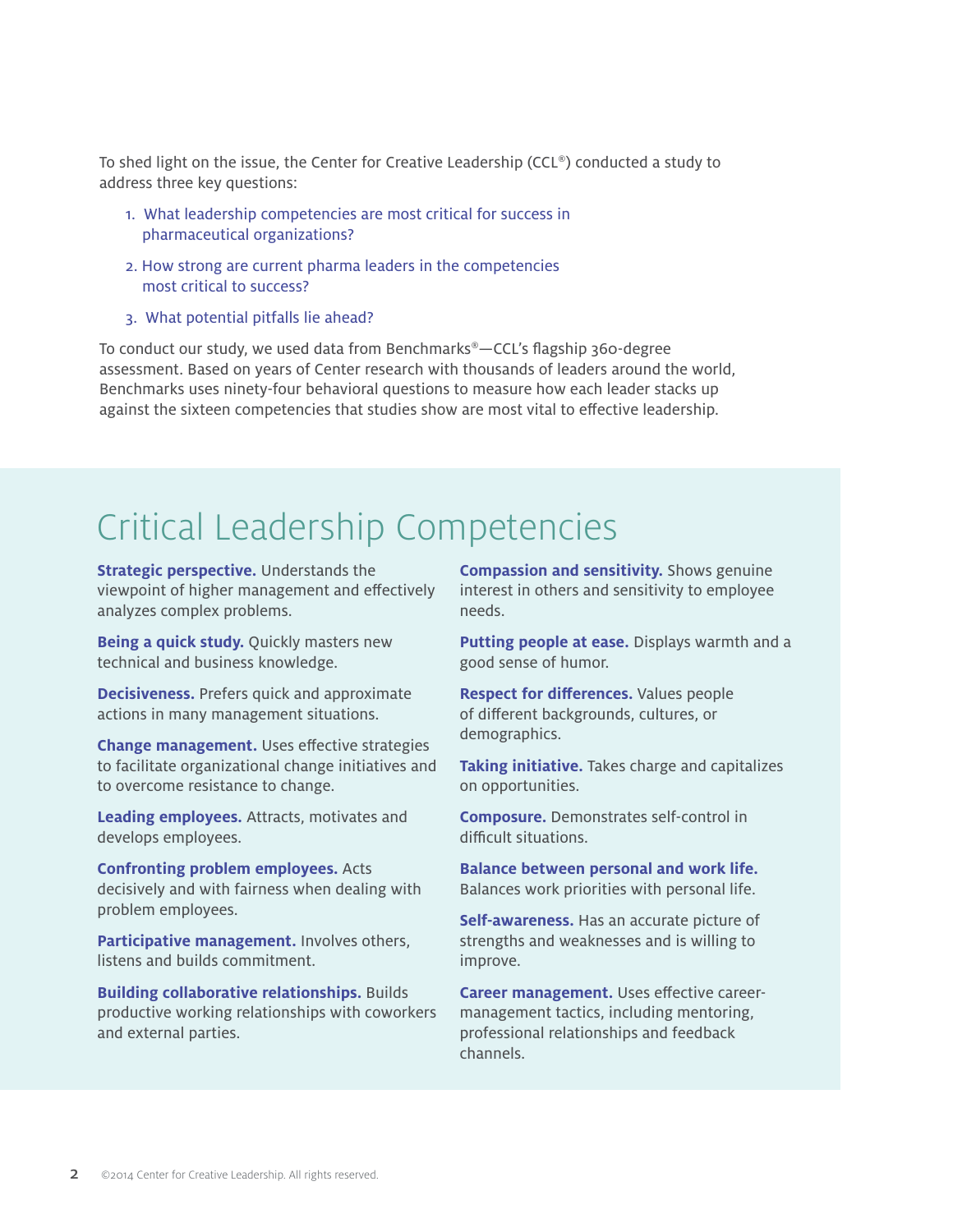To shed light on the issue, the Center for Creative Leadership (CCL®) conducted a study to address three key questions:

1. What leadership competencies are most critical for success in pharmaceutical organizations?
2. How strong are current pharma leaders in the competencies most critical to success?
3. What potential pitfalls lie ahead?

To conduct our study, we used data from Benchmarks®—CCL's flagship 360-degree assessment. Based on years of Center research with thousands of leaders around the world, Benchmarks uses ninety-four behavioral questions to measure how each leader stacks up against the sixteen competencies that studies show are most vital to effective leadership.

## Critical Leadership Competencies

**Strategic perspective.** Understands the viewpoint of higher management and effectively analyzes complex problems.

**Being a quick study.** Quickly masters new technical and business knowledge.

**Decisiveness.** Prefers quick and approximate actions in many management situations.

**Change management.** Uses effective strategies to facilitate organizational change initiatives and to overcome resistance to change.

**Leading employees.** Attracts, motivates and develops employees.

**Confronting problem employees.** Acts decisively and with fairness when dealing with problem employees.

**Participative management.** Involves others, listens and builds commitment.

**Building collaborative relationships.** Builds productive working relationships with coworkers and external parties.

**Compassion and sensitivity.** Shows genuine interest in others and sensitivity to employee needs.

**Putting people at ease.** Displays warmth and a good sense of humor.

**Respect for differences.** Values people of different backgrounds, cultures, or demographics.

**Taking initiative.** Takes charge and capitalizes on opportunities.

**Composure.** Demonstrates self-control in difficult situations.

**Balance between personal and work life.** Balances work priorities with personal life.

**Self-awareness.** Has an accurate picture of strengths and weaknesses and is willing to improve.

**Career management.** Uses effective career-management tactics, including mentoring, professional relationships and feedback channels.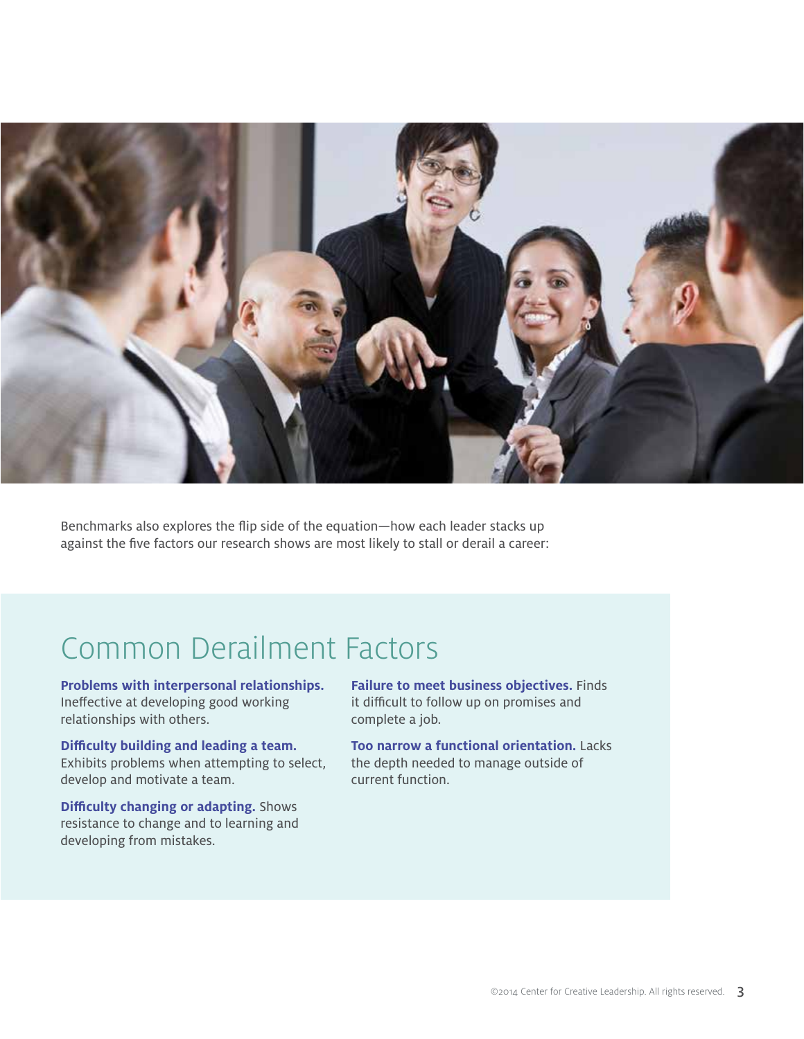Benchmarks also explores the flip side of the equation—how each leader stacks up against the five factors our research shows are most likely to stall or derail a career:

## Common Derailment Factors

**Problems with interpersonal relationships.** Ineffective at developing good working relationships with others.

**Difficulty building and leading a team.** Exhibits problems when attempting to select, develop and motivate a team.

**Difficulty changing or adapting.** Shows resistance to change and to learning and developing from mistakes.

**Failure to meet business objectives.** Finds it difficult to follow up on promises and complete a job.

**Too narrow a functional orientation.** Lacks the depth needed to manage outside of current function.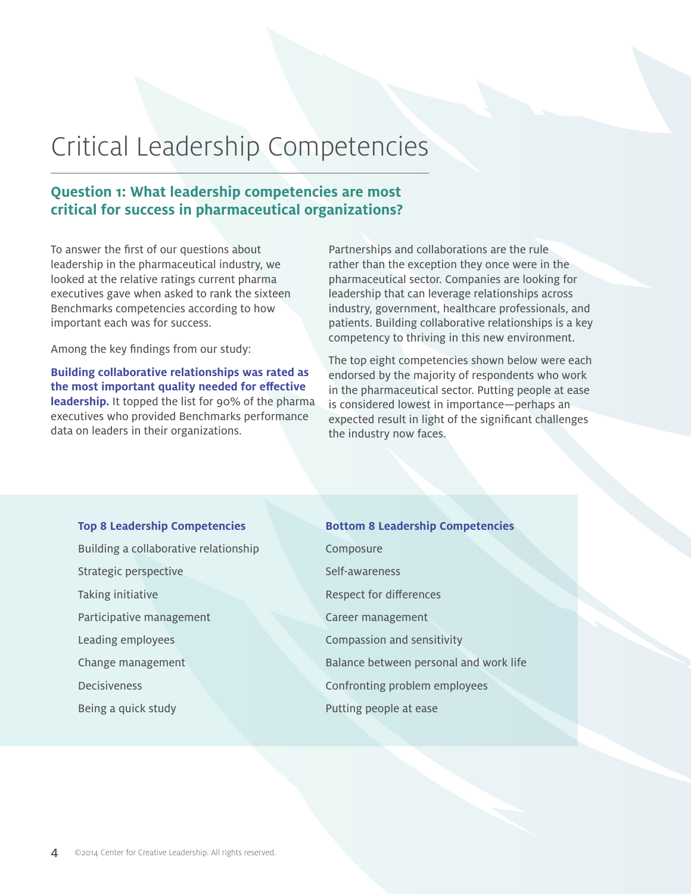# Critical Leadership Competencies

## Question 1: What leadership competencies are most critical for success in pharmaceutical organizations?

To answer the first of our questions about leadership in the pharmaceutical industry, we looked at the relative ratings current pharma executives gave when asked to rank the sixteen Benchmarks competencies according to how important each was for success.

Among the key findings from our study:

**Building collaborative relationships was rated as the most important quality needed for effective leadership.** It topped the list for 90% of the pharma executives who provided Benchmarks performance data on leaders in their organizations.

Partnerships and collaborations are the rule rather than the exception they once were in the pharmaceutical sector. Companies are looking for leadership that can leverage relationships across industry, government, healthcare professionals, and patients. Building collaborative relationships is a key competency to thriving in this new environment.

The top eight competencies shown below were each endorsed by the majority of respondents who work in the pharmaceutical sector. Putting people at ease is considered lowest in importance—perhaps an expected result in light of the significant challenges the industry now faces.

| Top 8 Leadership Competencies | Bottom 8 Leadership Competencies |
| --- | --- |
| Building a collaborative relationship | Composure |
| Strategic perspective | Self-awareness |
| Taking initiative | Respect for differences |
| Participative management | Career management |
| Leading employees | Compassion and sensitivity |
| Change management | Balance between personal and work life |
| Decisiveness | Confronting problem employees |
| Being a quick study | Putting people at ease |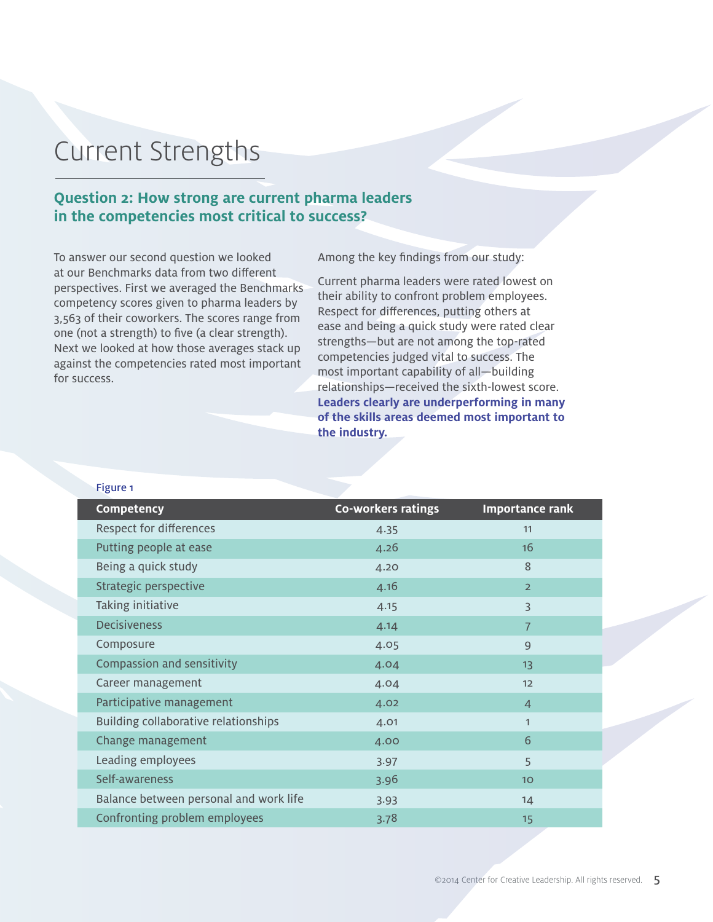# Current Strengths

## Question 2: How strong are current pharma leaders in the competencies most critical to success?

To answer our second question we looked at our Benchmarks data from two different perspectives. First we averaged the Benchmarks competency scores given to pharma leaders by 3,563 of their coworkers. The scores range from one (not a strength) to five (a clear strength). Next we looked at how those averages stack up against the competencies rated most important for success.

Among the key findings from our study:

Current pharma leaders were rated lowest on their ability to confront problem employees. Respect for differences, putting others at ease and being a quick study were rated clear strengths—but are not among the top-rated competencies judged vital to success. The most important capability of all—building relationships—received the sixth-lowest score. **Leaders clearly are underperforming in many of the skills areas deemed most important to the industry.**

Figure 1

| Competency | Co-workers ratings | Importance rank |
|---|---|---|
| Respect for differences | 4.35 | 11 |
| Putting people at ease | 4.26 | 16 |
| Being a quick study | 4.20 | 8 |
| Strategic perspective | 4.16 | 2 |
| Taking initiative | 4.15 | 3 |
| Decisiveness | 4.14 | 7 |
| Composure | 4.05 | 9 |
| Compassion and sensitivity | 4.04 | 13 |
| Career management | 4.04 | 12 |
| Participative management | 4.02 | 4 |
| Building collaborative relationships | 4.01 | 1 |
| Change management | 4.00 | 6 |
| Leading employees | 3.97 | 5 |
| Self-awareness | 3.96 | 10 |
| Balance between personal and work life | 3.93 | 14 |
| Confronting problem employees | 3.78 | 15 |

©2014 Center for Creative Leadership. All rights reserved.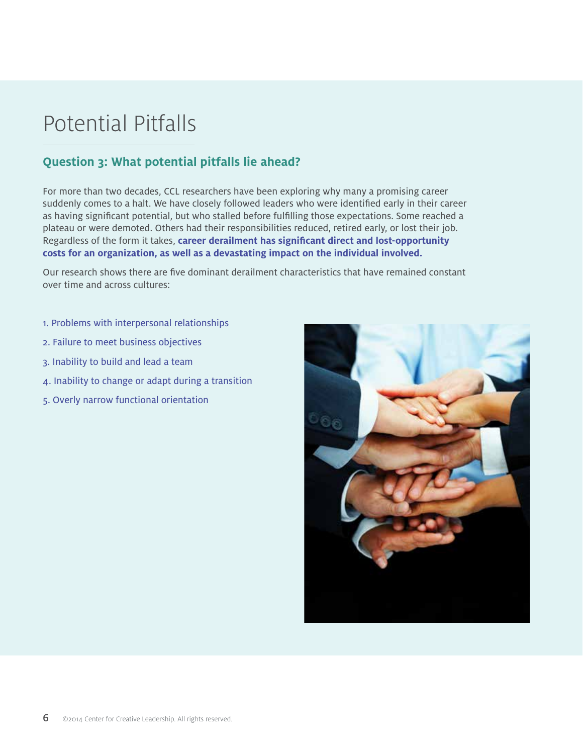# Potential Pitfalls

## Question 3: What potential pitfalls lie ahead?

For more than two decades, CCL researchers have been exploring why many a promising career suddenly comes to a halt. We have closely followed leaders who were identified early in their career as having significant potential, but who stalled before fulfilling those expectations. Some reached a plateau or were demoted. Others had their responsibilities reduced, retired early, or lost their job. Regardless of the form it takes, **career derailment has significant direct and lost-opportunity costs for an organization, as well as a devastating impact on the individual involved.**

Our research shows there are five dominant derailment characteristics that have remained constant over time and across cultures:

1. Problems with interpersonal relationships
2. Failure to meet business objectives
3. Inability to build and lead a team
4. Inability to change or adapt during a transition
5. Overly narrow functional orientation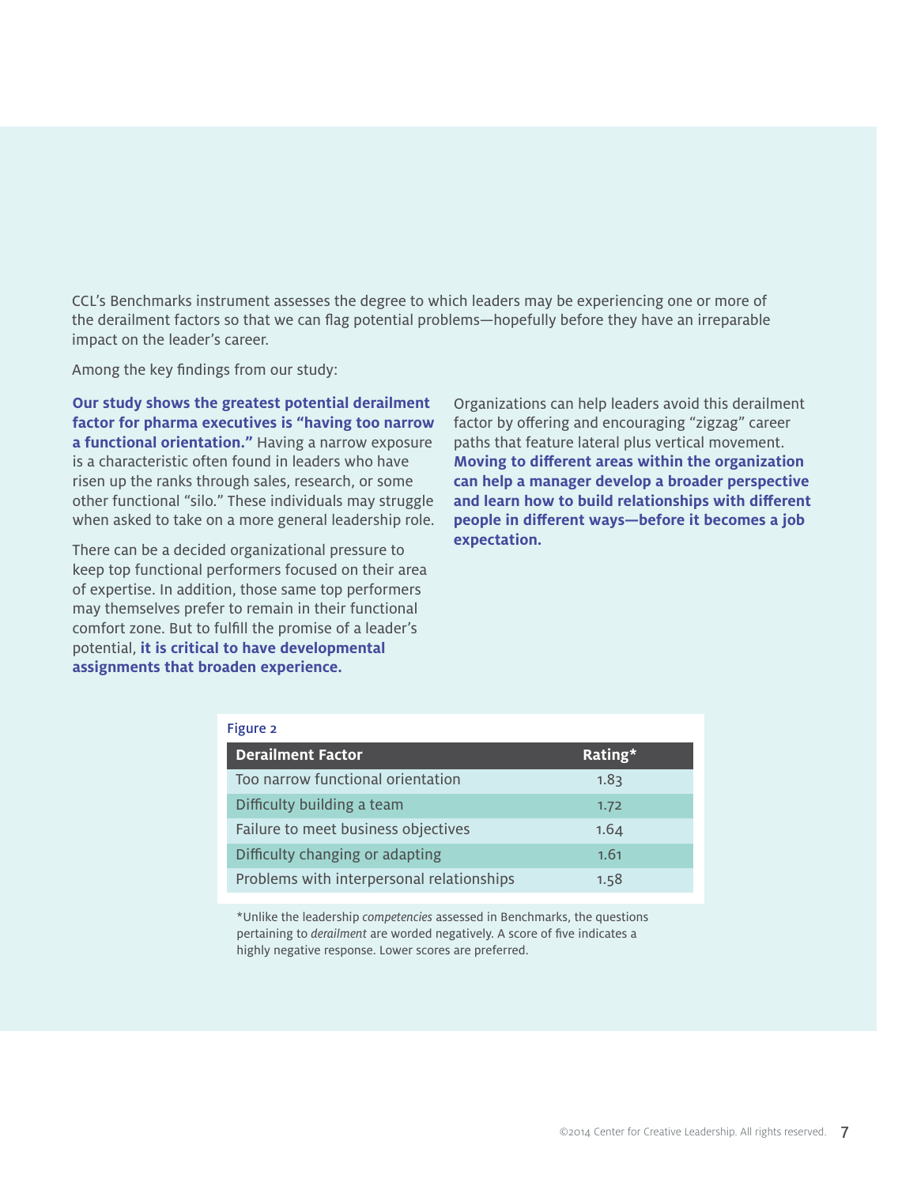CCL's Benchmarks instrument assesses the degree to which leaders may be experiencing one or more of the derailment factors so that we can flag potential problems—hopefully before they have an irreparable impact on the leader's career.

Among the key findings from our study:

**Our study shows the greatest potential derailment factor for pharma executives is "having too narrow a functional orientation."** Having a narrow exposure is a characteristic often found in leaders who have risen up the ranks through sales, research, or some other functional "silo." These individuals may struggle when asked to take on a more general leadership role.

There can be a decided organizational pressure to keep top functional performers focused on their area of expertise. In addition, those same top performers may themselves prefer to remain in their functional comfort zone. But to fulfill the promise of a leader's potential, **it is critical to have developmental assignments that broaden experience.**

Organizations can help leaders avoid this derailment factor by offering and encouraging "zigzag" career paths that feature lateral plus vertical movement. **Moving to different areas within the organization can help a manager develop a broader perspective and learn how to build relationships with different people in different ways—before it becomes a job expectation.**

Figure 2

| Derailment Factor | Rating* |
|---|---|
| Too narrow functional orientation | 1.83 |
| Difficulty building a team | 1.72 |
| Failure to meet business objectives | 1.64 |
| Difficulty changing or adapting | 1.61 |
| Problems with interpersonal relationships | 1.58 |

*Unlike the leadership *competencies* assessed in Benchmarks, the questions pertaining to *derailment* are worded negatively. A score of five indicates a highly negative response. Lower scores are preferred.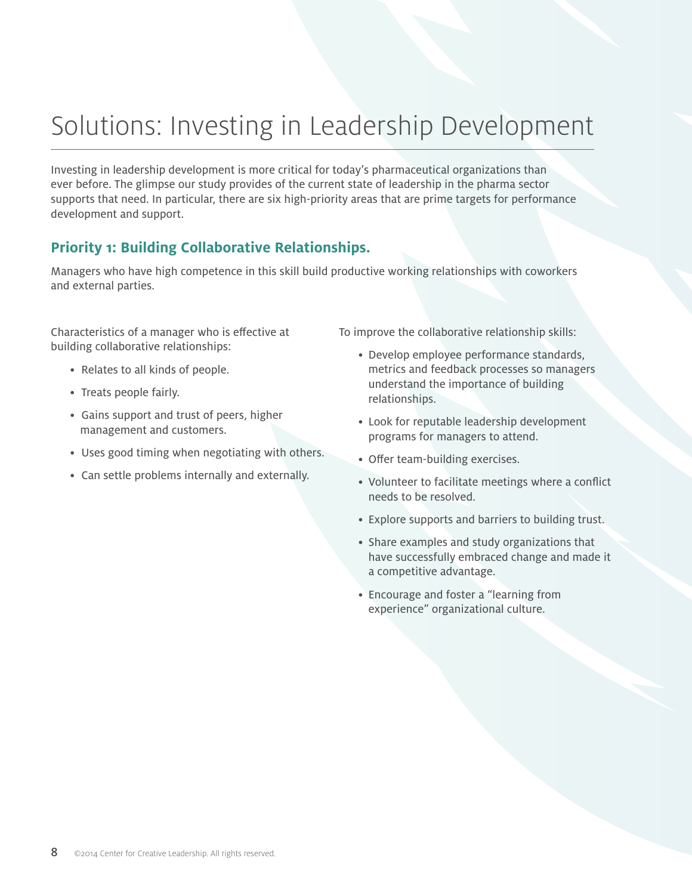# Solutions: Investing in Leadership Development

Investing in leadership development is more critical for today's pharmaceutical organizations than ever before. The glimpse our study provides of the current state of leadership in the pharma sector supports that need. In particular, there are six high-priority areas that are prime targets for performance development and support.

## Priority 1: Building Collaborative Relationships.

Managers who have high competence in this skill build productive working relationships with coworkers and external parties.

Characteristics of a manager who is effective at building collaborative relationships:

- Relates to all kinds of people.
- Treats people fairly.
- Gains support and trust of peers, higher management and customers.
- Uses good timing when negotiating with others.
- Can settle problems internally and externally.

To improve the collaborative relationship skills:

- Develop employee performance standards, metrics and feedback processes so managers understand the importance of building relationships.
- Look for reputable leadership development programs for managers to attend.
- Offer team-building exercises.
- Volunteer to facilitate meetings where a conflict needs to be resolved.
- Explore supports and barriers to building trust.
- Share examples and study organizations that have successfully embraced change and made it a competitive advantage.
- Encourage and foster a "learning from experience" organizational culture.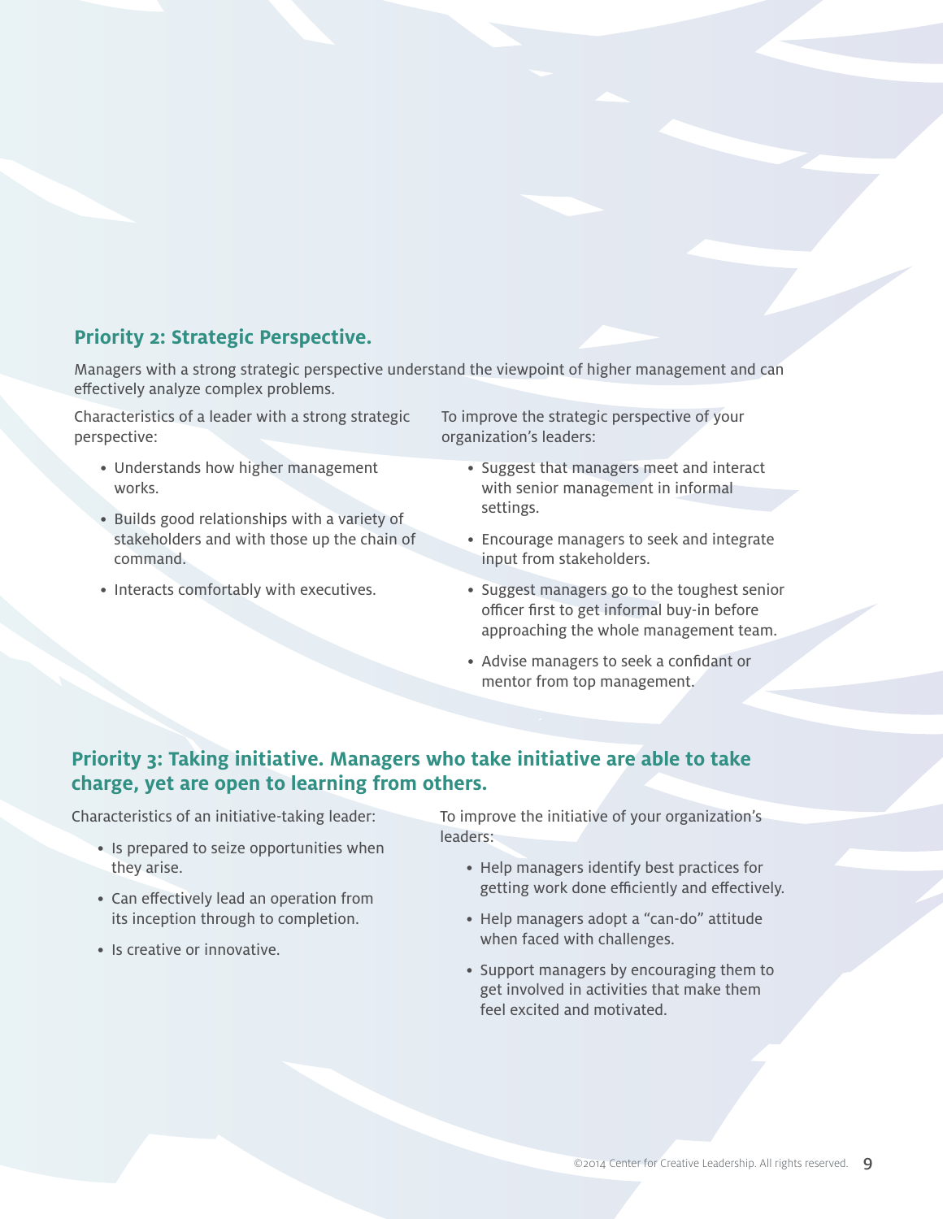## Priority 2: Strategic Perspective.

Managers with a strong strategic perspective understand the viewpoint of higher management and can effectively analyze complex problems.

Characteristics of a leader with a strong strategic perspective:

- Understands how higher management works.
- Builds good relationships with a variety of stakeholders and with those up the chain of command.
- Interacts comfortably with executives.

To improve the strategic perspective of your organization's leaders:

- Suggest that managers meet and interact with senior management in informal settings.
- Encourage managers to seek and integrate input from stakeholders.
- Suggest managers go to the toughest senior officer first to get informal buy-in before approaching the whole management team.
- Advise managers to seek a confidant or mentor from top management.

## Priority 3: Taking initiative. Managers who take initiative are able to take charge, yet are open to learning from others.

Characteristics of an initiative-taking leader:

- Is prepared to seize opportunities when they arise.
- Can effectively lead an operation from its inception through to completion.
- Is creative or innovative.

To improve the initiative of your organization's leaders:

- Help managers identify best practices for getting work done efficiently and effectively.
- Help managers adopt a "can-do" attitude when faced with challenges.
- Support managers by encouraging them to get involved in activities that make them feel excited and motivated.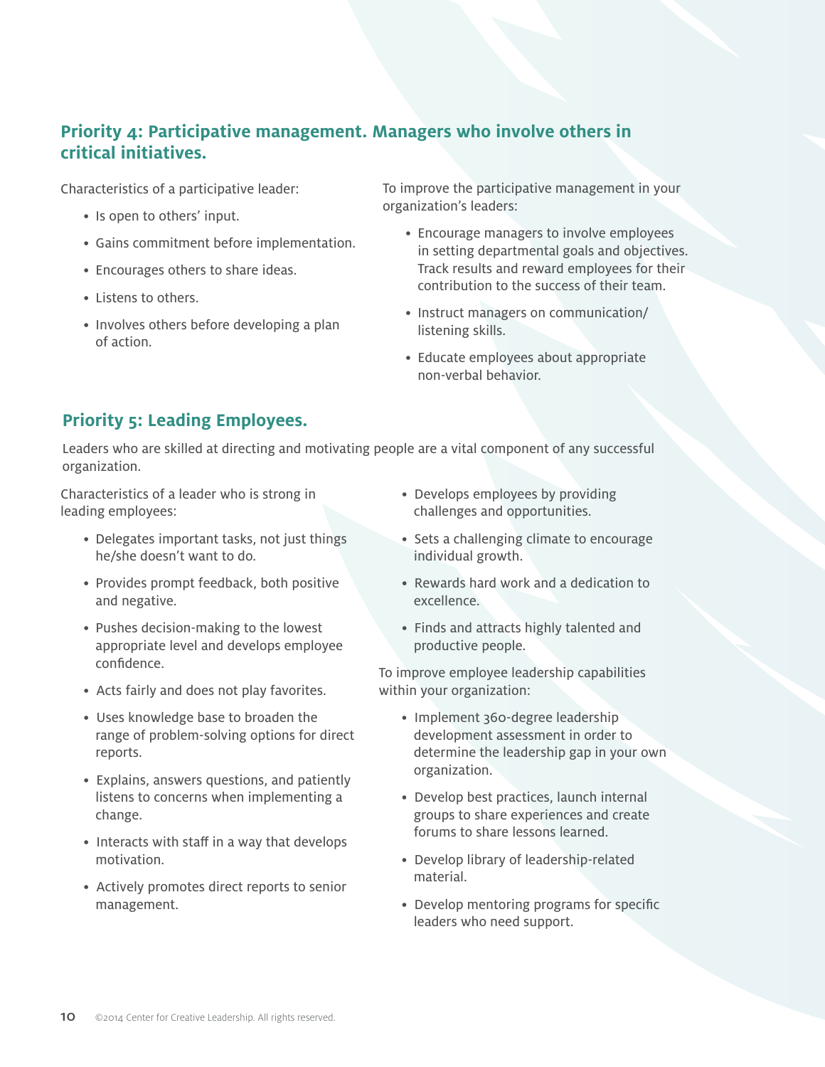## Priority 4: Participative management. Managers who involve others in critical initiatives.

Characteristics of a participative leader:

- Is open to others' input.
- Gains commitment before implementation.
- Encourages others to share ideas.
- Listens to others.
- Involves others before developing a plan of action.

To improve the participative management in your organization's leaders:

- Encourage managers to involve employees in setting departmental goals and objectives. Track results and reward employees for their contribution to the success of their team.
- Instruct managers on communication/ listening skills.
- Educate employees about appropriate non-verbal behavior.

## Priority 5: Leading Employees.

Leaders who are skilled at directing and motivating people are a vital component of any successful organization.

Characteristics of a leader who is strong in leading employees:

- Delegates important tasks, not just things he/she doesn't want to do.
- Provides prompt feedback, both positive and negative.
- Pushes decision-making to the lowest appropriate level and develops employee confidence.
- Acts fairly and does not play favorites.
- Uses knowledge base to broaden the range of problem-solving options for direct reports.
- Explains, answers questions, and patiently listens to concerns when implementing a change.
- Interacts with staff in a way that develops motivation.
- Actively promotes direct reports to senior management.
- Develops employees by providing challenges and opportunities.
- Sets a challenging climate to encourage individual growth.
- Rewards hard work and a dedication to excellence.
- Finds and attracts highly talented and productive people.

To improve employee leadership capabilities within your organization:

- Implement 360-degree leadership development assessment in order to determine the leadership gap in your own organization.
- Develop best practices, launch internal groups to share experiences and create forums to share lessons learned.
- Develop library of leadership-related material.
- Develop mentoring programs for specific leaders who need support.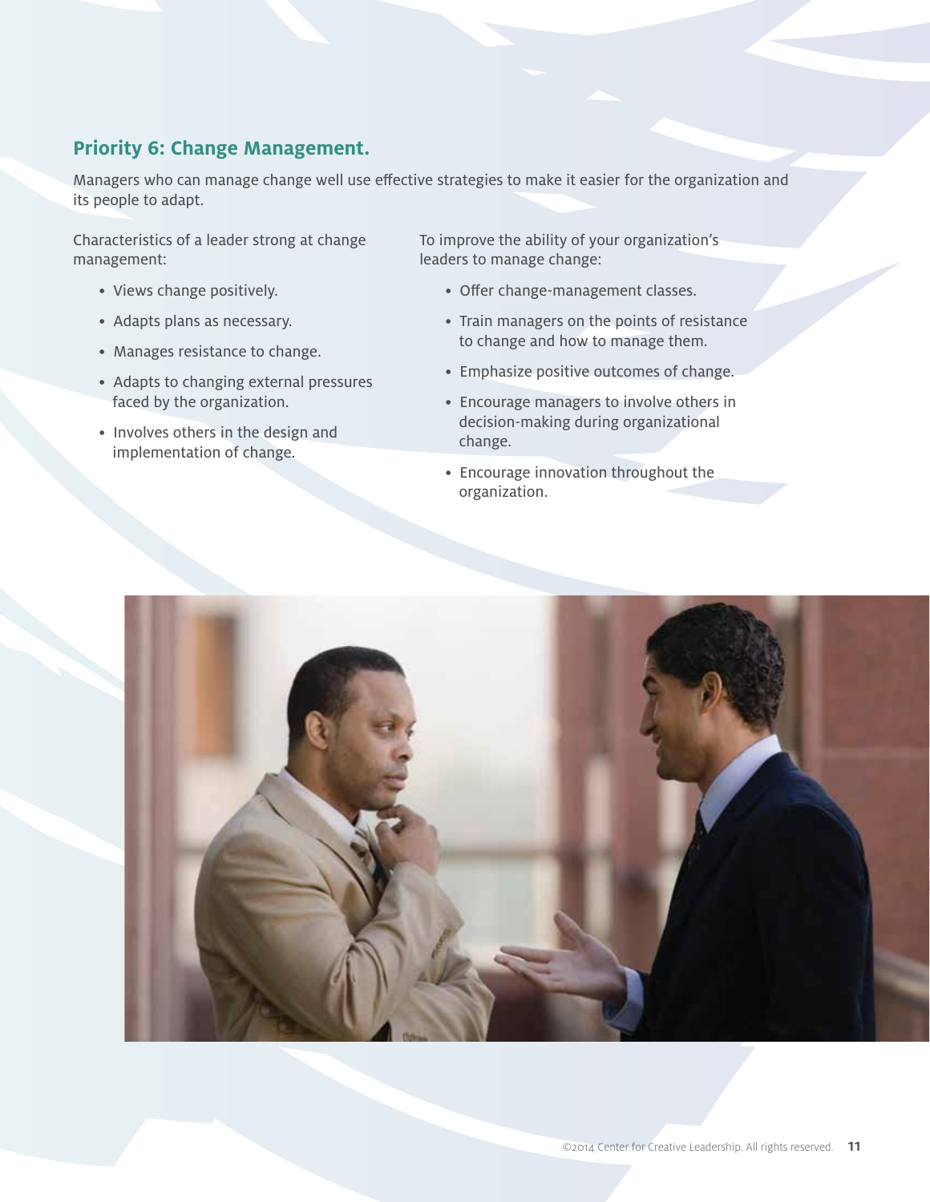## Priority 6: Change Management.

Managers who can manage change well use effective strategies to make it easier for the organization and its people to adapt.

Characteristics of a leader strong at change management:

- Views change positively.
- Adapts plans as necessary.
- Manages resistance to change.
- Adapts to changing external pressures faced by the organization.
- Involves others in the design and implementation of change.

To improve the ability of your organization's leaders to manage change:

- Offer change-management classes.
- Train managers on the points of resistance to change and how to manage them.
- Emphasize positive outcomes of change.
- Encourage managers to involve others in decision-making during organizational change.
- Encourage innovation throughout the organization.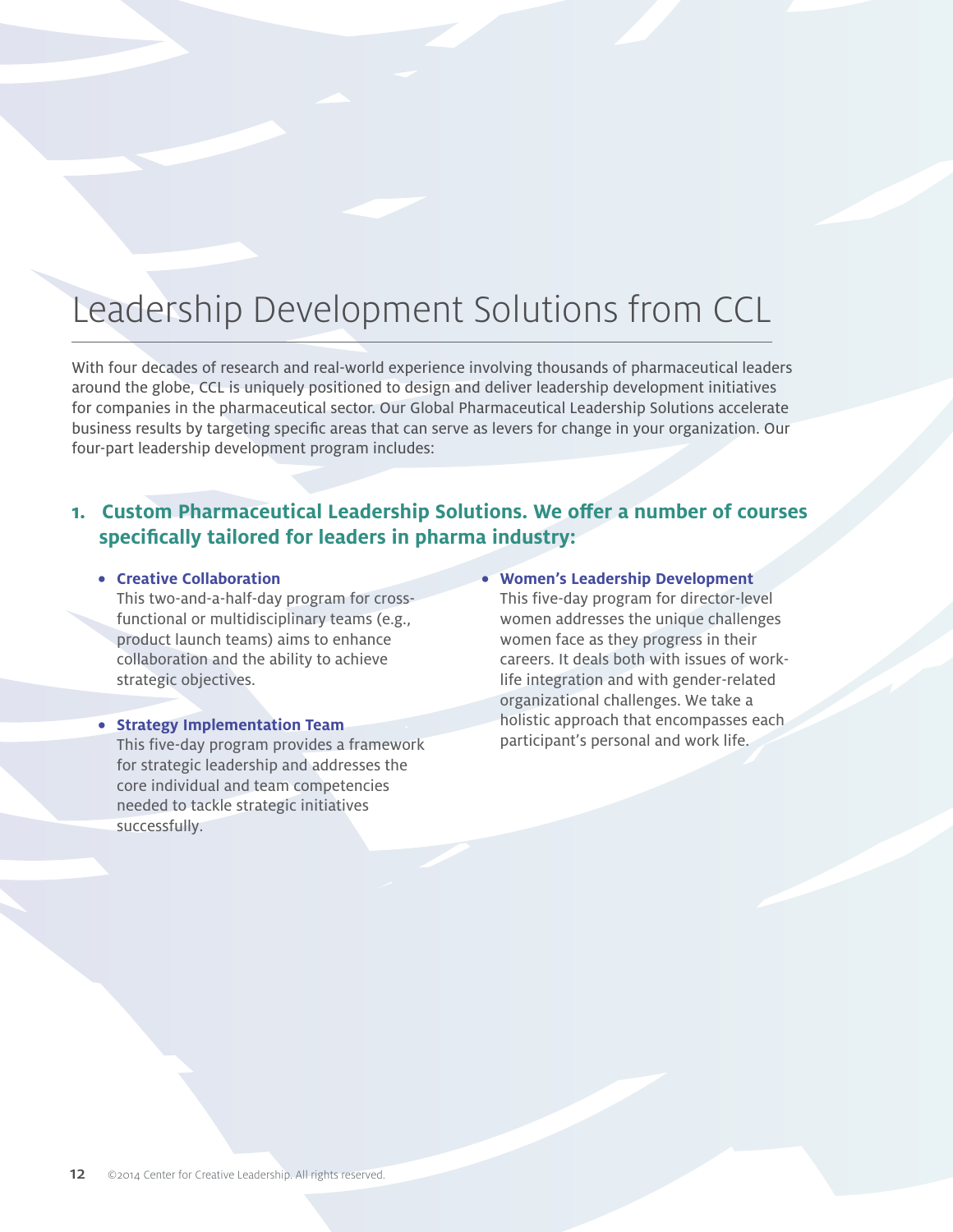# Leadership Development Solutions from CCL

With four decades of research and real-world experience involving thousands of pharmaceutical leaders around the globe, CCL is uniquely positioned to design and deliver leadership development initiatives for companies in the pharmaceutical sector. Our Global Pharmaceutical Leadership Solutions accelerate business results by targeting specific areas that can serve as levers for change in your organization. Our four-part leadership development program includes:

## 1. Custom Pharmaceutical Leadership Solutions. We offer a number of courses specifically tailored for leaders in pharma industry:

- **Creative Collaboration**
  This two-and-a-half-day program for cross-functional or multidisciplinary teams (e.g., product launch teams) aims to enhance collaboration and the ability to achieve strategic objectives.

- **Strategy Implementation Team**
  This five-day program provides a framework for strategic leadership and addresses the core individual and team competencies needed to tackle strategic initiatives successfully.

- **Women's Leadership Development**
  This five-day program for director-level women addresses the unique challenges women face as they progress in their careers. It deals both with issues of work-life integration and with gender-related organizational challenges. We take a holistic approach that encompasses each participant's personal and work life.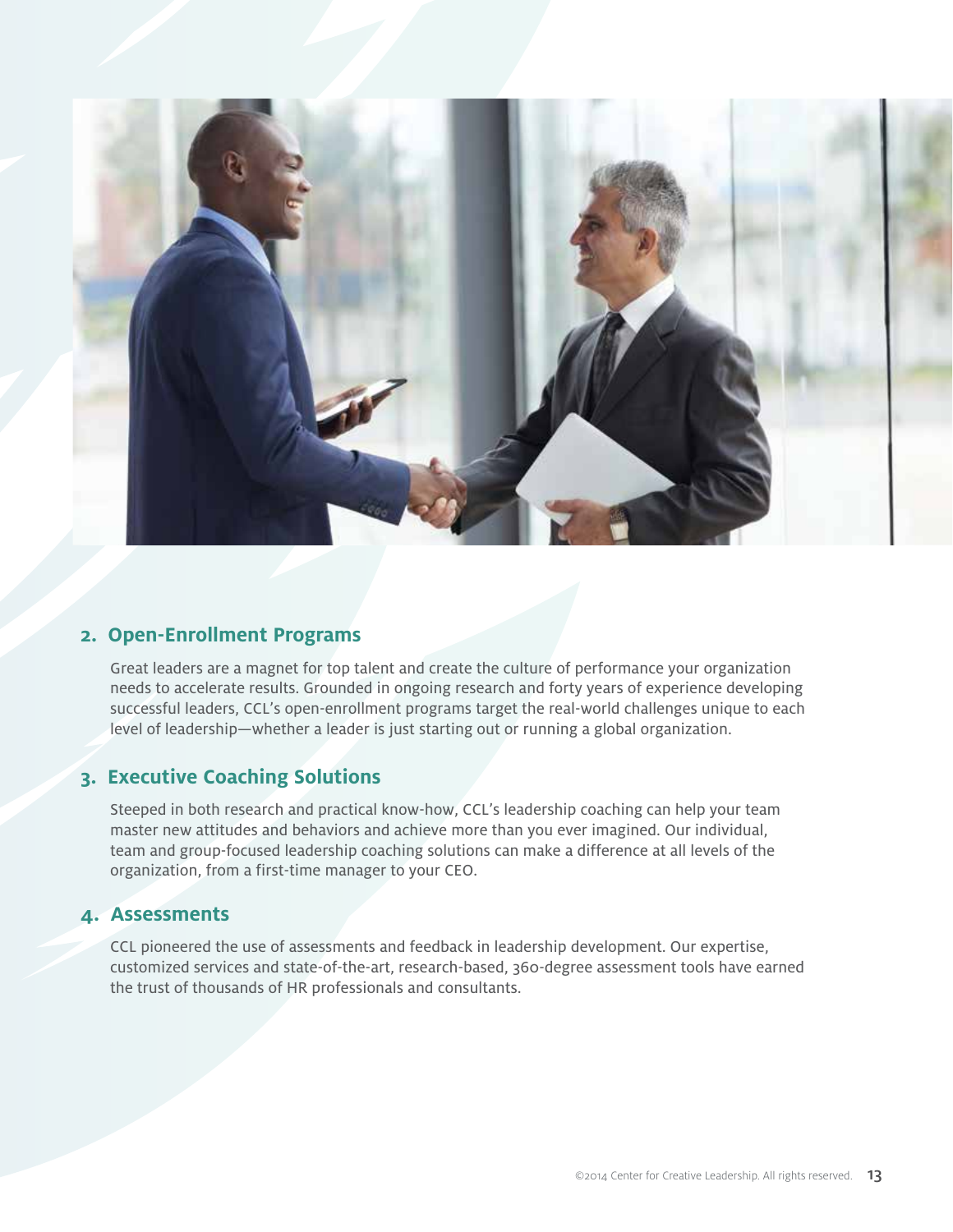## 2. Open-Enrollment Programs

Great leaders are a magnet for top talent and create the culture of performance your organization needs to accelerate results. Grounded in ongoing research and forty years of experience developing successful leaders, CCL's open-enrollment programs target the real-world challenges unique to each level of leadership—whether a leader is just starting out or running a global organization.

## 3. Executive Coaching Solutions

Steeped in both research and practical know-how, CCL's leadership coaching can help your team master new attitudes and behaviors and achieve more than you ever imagined. Our individual, team and group-focused leadership coaching solutions can make a difference at all levels of the organization, from a first-time manager to your CEO.

## 4. Assessments

CCL pioneered the use of assessments and feedback in leadership development. Our expertise, customized services and state-of-the-art, research-based, 360-degree assessment tools have earned the trust of thousands of HR professionals and consultants.

©2014 Center for Creative Leadership. All rights reserved.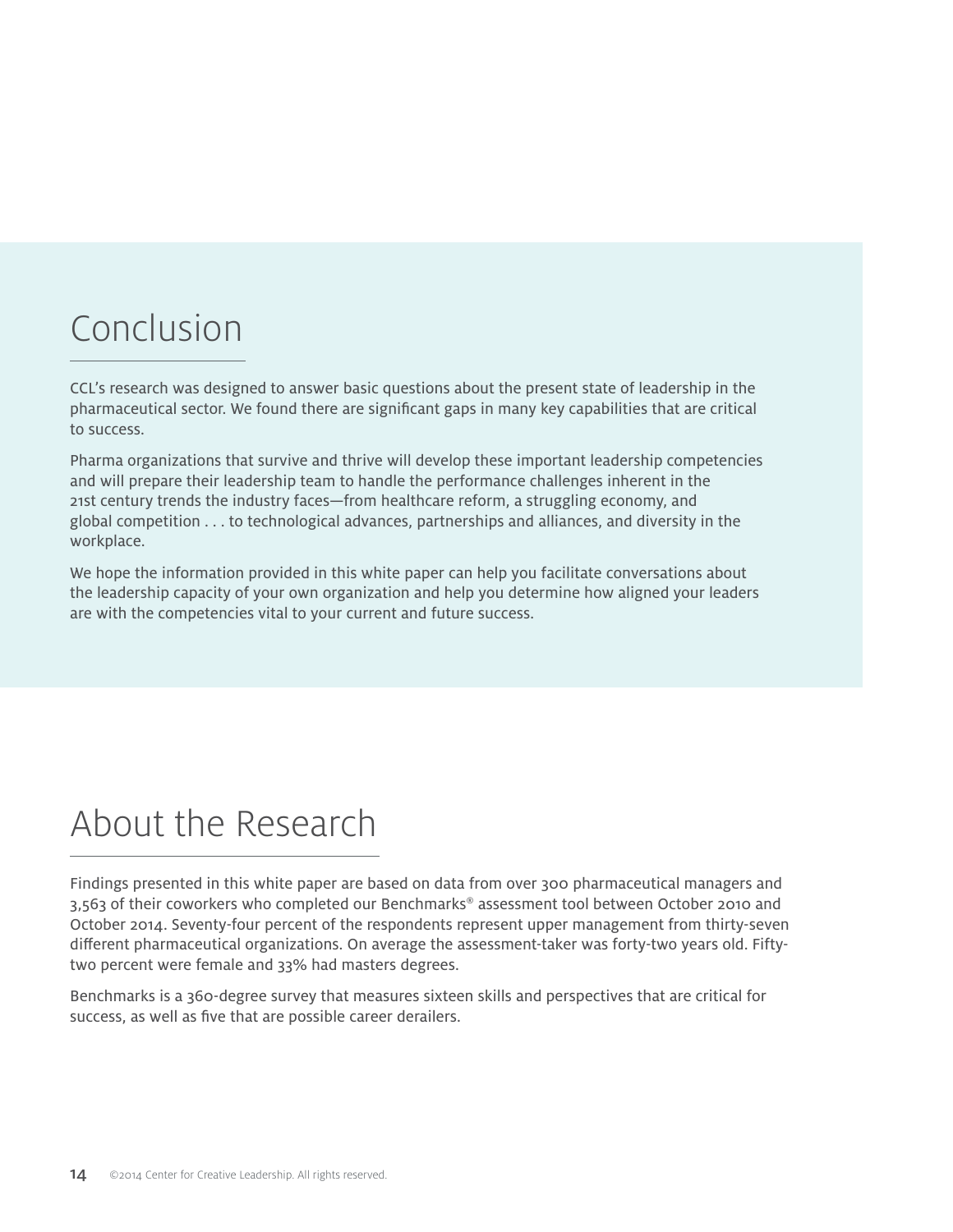## Conclusion

CCL's research was designed to answer basic questions about the present state of leadership in the pharmaceutical sector. We found there are significant gaps in many key capabilities that are critical to success.

Pharma organizations that survive and thrive will develop these important leadership competencies and will prepare their leadership team to handle the performance challenges inherent in the 21st century trends the industry faces—from healthcare reform, a struggling economy, and global competition . . . to technological advances, partnerships and alliances, and diversity in the workplace.

We hope the information provided in this white paper can help you facilitate conversations about the leadership capacity of your own organization and help you determine how aligned your leaders are with the competencies vital to your current and future success.

## About the Research

Findings presented in this white paper are based on data from over 300 pharmaceutical managers and 3,563 of their coworkers who completed our Benchmarks® assessment tool between October 2010 and October 2014. Seventy-four percent of the respondents represent upper management from thirty-seven different pharmaceutical organizations. On average the assessment-taker was forty-two years old. Fifty-two percent were female and 33% had masters degrees.

Benchmarks is a 360-degree survey that measures sixteen skills and perspectives that are critical for success, as well as five that are possible career derailers.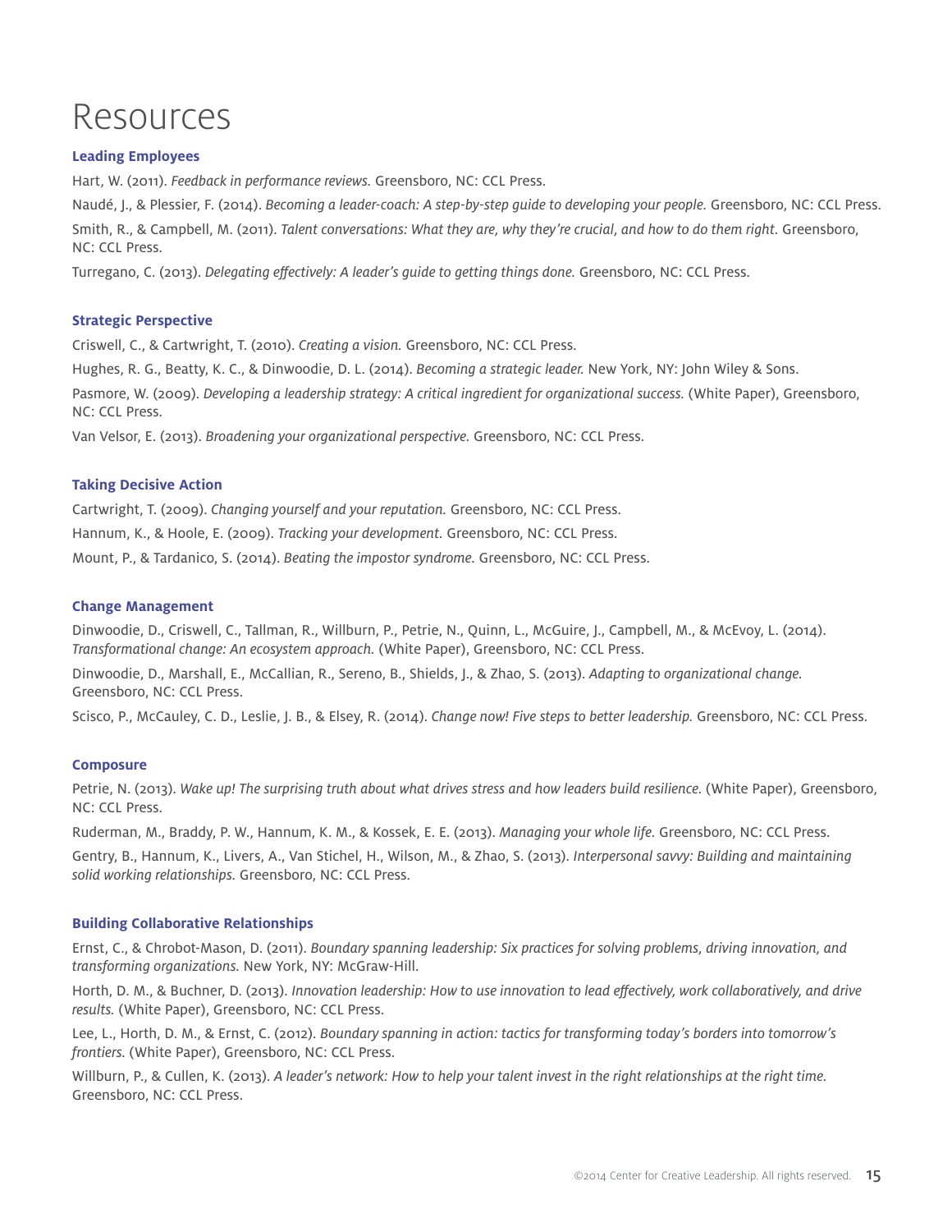# Resources

## Leading Employees

Hart, W. (2011). *Feedback in performance reviews.* Greensboro, NC: CCL Press.

Naudé, J., & Plessier, F. (2014). *Becoming a leader-coach: A step-by-step guide to developing your people.* Greensboro, NC: CCL Press.

Smith, R., & Campbell, M. (2011). *Talent conversations: What they are, why they're crucial, and how to do them right.* Greensboro, NC: CCL Press.

Turregano, C. (2013). *Delegating effectively: A leader's guide to getting things done.* Greensboro, NC: CCL Press.

## Strategic Perspective

Criswell, C., & Cartwright, T. (2010). *Creating a vision.* Greensboro, NC: CCL Press.

Hughes, R. G., Beatty, K. C., & Dinwoodie, D. L. (2014). *Becoming a strategic leader.* New York, NY: John Wiley & Sons.

Pasmore, W. (2009). *Developing a leadership strategy: A critical ingredient for organizational success.* (White Paper), Greensboro, NC: CCL Press.

Van Velsor, E. (2013). *Broadening your organizational perspective.* Greensboro, NC: CCL Press.

## Taking Decisive Action

Cartwright, T. (2009). *Changing yourself and your reputation.* Greensboro, NC: CCL Press.

Hannum, K., & Hoole, E. (2009). *Tracking your development.* Greensboro, NC: CCL Press.

Mount, P., & Tardanico, S. (2014). *Beating the impostor syndrome.* Greensboro, NC: CCL Press.

## Change Management

Dinwoodie, D., Criswell, C., Tallman, R., Willburn, P., Petrie, N., Quinn, L., McGuire, J., Campbell, M., & McEvoy, L. (2014). *Transformational change: An ecosystem approach.* (White Paper), Greensboro, NC: CCL Press.

Dinwoodie, D., Marshall, E., McCallian, R., Sereno, B., Shields, J., & Zhao, S. (2013). *Adapting to organizational change.* Greensboro, NC: CCL Press.

Scisco, P., McCauley, C. D., Leslie, J. B., & Elsey, R. (2014). *Change now! Five steps to better leadership.* Greensboro, NC: CCL Press.

## Composure

Petrie, N. (2013). *Wake up! The surprising truth about what drives stress and how leaders build resilience.* (White Paper), Greensboro, NC: CCL Press.

Ruderman, M., Braddy, P. W., Hannum, K. M., & Kossek, E. E. (2013). *Managing your whole life.* Greensboro, NC: CCL Press.

Gentry, B., Hannum, K., Livers, A., Van Stichel, H., Wilson, M., & Zhao, S. (2013). *Interpersonal savvy: Building and maintaining solid working relationships.* Greensboro, NC: CCL Press.

## Building Collaborative Relationships

Ernst, C., & Chrobot-Mason, D. (2011). *Boundary spanning leadership: Six practices for solving problems, driving innovation, and transforming organizations.* New York, NY: McGraw-Hill.

Horth, D. M., & Buchner, D. (2013). *Innovation leadership: How to use innovation to lead effectively, work collaboratively, and drive results.* (White Paper), Greensboro, NC: CCL Press.

Lee, L., Horth, D. M., & Ernst, C. (2012). *Boundary spanning in action: tactics for transforming today's borders into tomorrow's frontiers.* (White Paper), Greensboro, NC: CCL Press.

Willburn, P., & Cullen, K. (2013). *A leader's network: How to help your talent invest in the right relationships at the right time.* Greensboro, NC: CCL Press.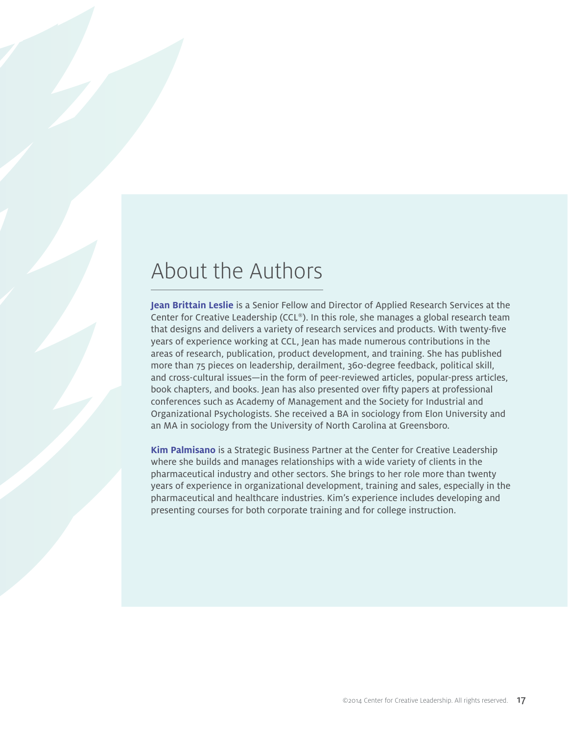# About the Authors

**Jean Brittain Leslie** is a Senior Fellow and Director of Applied Research Services at the Center for Creative Leadership (CCL®). In this role, she manages a global research team that designs and delivers a variety of research services and products. With twenty-five years of experience working at CCL, Jean has made numerous contributions in the areas of research, publication, product development, and training. She has published more than 75 pieces on leadership, derailment, 360-degree feedback, political skill, and cross-cultural issues—in the form of peer-reviewed articles, popular-press articles, book chapters, and books. Jean has also presented over fifty papers at professional conferences such as Academy of Management and the Society for Industrial and Organizational Psychologists. She received a BA in sociology from Elon University and an MA in sociology from the University of North Carolina at Greensboro.

**Kim Palmisano** is a Strategic Business Partner at the Center for Creative Leadership where she builds and manages relationships with a wide variety of clients in the pharmaceutical industry and other sectors. She brings to her role more than twenty years of experience in organizational development, training and sales, especially in the pharmaceutical and healthcare industries. Kim's experience includes developing and presenting courses for both corporate training and for college instruction.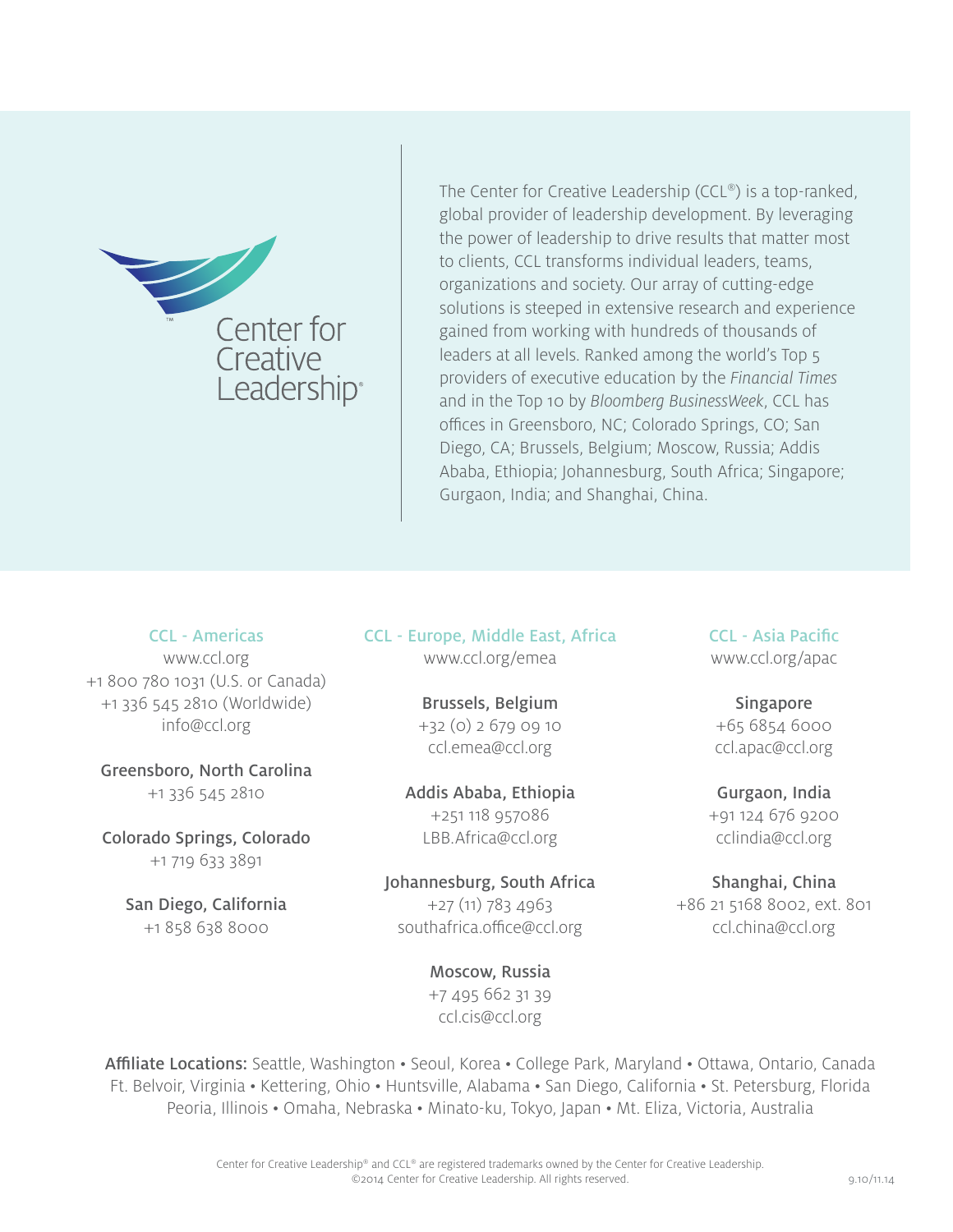Center for Creative Leadership®

The Center for Creative Leadership (CCL®) is a top-ranked, global provider of leadership development. By leveraging the power of leadership to drive results that matter most to clients, CCL transforms individual leaders, teams, organizations and society. Our array of cutting-edge solutions is steeped in extensive research and experience gained from working with hundreds of thousands of leaders at all levels. Ranked among the world's Top 5 providers of executive education by the *Financial Times* and in the Top 10 by *Bloomberg BusinessWeek*, CCL has offices in Greensboro, NC; Colorado Springs, CO; San Diego, CA; Brussels, Belgium; Moscow, Russia; Addis Ababa, Ethiopia; Johannesburg, South Africa; Singapore; Gurgaon, India; and Shanghai, China.

### CCL - Americas

www.ccl.org
+1 800 780 1031 (U.S. or Canada)
+1 336 545 2810 (Worldwide)
info@ccl.org

**Greensboro, North Carolina**
+1 336 545 2810

**Colorado Springs, Colorado**
+1 719 633 3891

**San Diego, California**
+1 858 638 8000

### CCL - Europe, Middle East, Africa

www.ccl.org/emea

**Brussels, Belgium**
+32 (0) 2 679 09 10
ccl.emea@ccl.org

**Addis Ababa, Ethiopia**
+251 118 957086
LBB.Africa@ccl.org

**Johannesburg, South Africa**
+27 (11) 783 4963
southafrica.office@ccl.org

**Moscow, Russia**
+7 495 662 31 39
ccl.cis@ccl.org

### CCL - Asia Pacific

www.ccl.org/apac

**Singapore**
+65 6854 6000
ccl.apac@ccl.org

**Gurgaon, India**
+91 124 676 9200
cclindia@ccl.org

**Shanghai, China**
+86 21 5168 8002, ext. 801
ccl.china@ccl.org

**Affiliate Locations:** Seattle, Washington • Seoul, Korea • College Park, Maryland • Ottawa, Ontario, Canada Ft. Belvoir, Virginia • Kettering, Ohio • Huntsville, Alabama • San Diego, California • St. Petersburg, Florida Peoria, Illinois • Omaha, Nebraska • Minato-ku, Tokyo, Japan • Mt. Eliza, Victoria, Australia

Center for Creative Leadership® and CCL® are registered trademarks owned by the Center for Creative Leadership.
©2014 Center for Creative Leadership. All rights reserved.

9.10/11.14